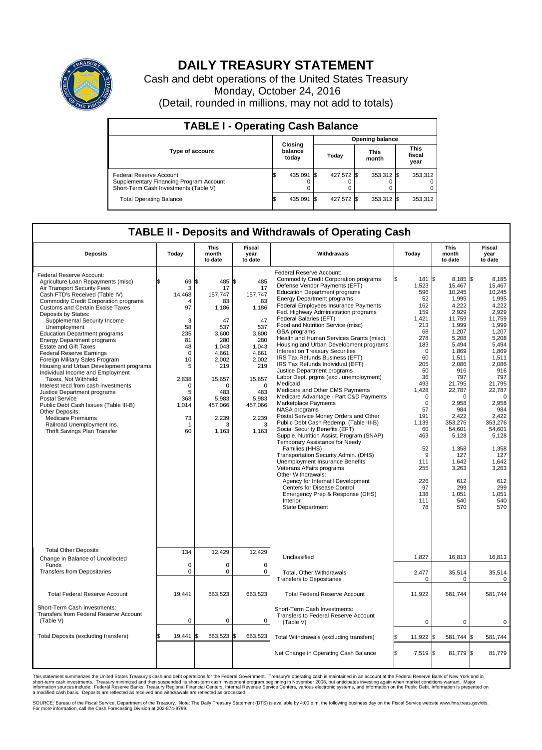# DAILY TREASURY STATEMENT

Cash and debt operations of the United States Treasury

Monday, October 24, 2016

(Detail, rounded in millions, may not add to totals)

## TABLE I - Operating Cash Balance

| Type of account | Closing balance today | Opening balance Today | Opening balance This month | Opening balance This fiscal year |
|---|---|---|---|---|
| Federal Reserve Account | $ 435,091 | $ 427,572 | $ 353,312 | $ 353,312 |
| Supplementary Financing Program Account | 0 | 0 | 0 | 0 |
| Short-Term Cash Investments (Table V) | 0 | 0 | 0 | 0 |
| Total Operating Balance | $ 435,091 | $ 427,572 | $ 353,312 | $ 353,312 |

## TABLE II - Deposits and Withdrawals of Operating Cash

| Deposits | Today | This month to date | Fiscal year to date |
|---|---|---|---|
| Federal Reserve Account: | | | |
| Agriculture Loan Repayments (misc) | $ 69 | $ 485 | $ 485 |
| Air Transport Security Fees | 3 | 17 | 17 |
| Cash FTD's Received (Table IV) | 14,468 | 157,747 | 157,747 |
| Commodity Credit Corporation programs | 4 | 83 | 83 |
| Customs and Certain Excise Taxes | 97 | 1,186 | 1,186 |
| Deposits by States: | | | |
| Supplemental Security Income | 3 | 47 | 47 |
| Unemployment | 58 | 537 | 537 |
| Education Department programs | 235 | 3,600 | 3,600 |
| Energy Department programs | 81 | 280 | 280 |
| Estate and Gift Taxes | 48 | 1,043 | 1,043 |
| Federal Reserve Earnings | 0 | 4,661 | 4,661 |
| Foreign Military Sales Program | 10 | 2,002 | 2,002 |
| Housing and Urban Development programs | 5 | 219 | 219 |
| Individual Income and Employment Taxes, Not Withheld | 2,838 | 15,657 | 15,657 |
| Interest recd from cash investments | 0 | 0 | 0 |
| Justice Department programs | 5 | 483 | 483 |
| Postal Service | 368 | 5,983 | 5,983 |
| Public Debt Cash Issues (Table III-B) | 1,014 | 457,066 | 457,066 |
| Other Deposits: | | | |
| Medicare Premiums | 73 | 2,239 | 2,239 |
| Railroad Unemployment Ins. | 1 | 3 | 3 |
| Thrift Savings Plan Transfer | 60 | 1,163 | 1,163 |
| Total Other Deposits | 134 | 12,429 | 12,429 |
| Change in Balance of Uncollected Funds | 0 | 0 | 0 |
| Transfers from Depositaries | 0 | 0 | 0 |
| Total Federal Reserve Account | 19,441 | 663,523 | 663,523 |
| Short-Term Cash Investments: Transfers from Federal Reserve Account (Table V) | 0 | 0 | 0 |
| Total Deposits (excluding transfers) | $ 19,441 | $ 663,523 | $ 663,523 |

| Withdrawals | Today | This month to date | Fiscal year to date |
|---|---|---|---|
| Federal Reserve Account: | | | |
| Commodity Credit Corporation programs | $ 181 | $ 8,185 | $ 8,185 |
| Defense Vendor Payments (EFT) | 1,523 | 15,467 | 15,467 |
| Education Department programs | 596 | 10,245 | 10,245 |
| Energy Department programs | 52 | 1,995 | 1,995 |
| Federal Employees Insurance Payments | 162 | 4,222 | 4,222 |
| Fed. Highway Administration programs | 159 | 2,929 | 2,929 |
| Federal Salaries (EFT) | 1,421 | 11,759 | 11,759 |
| Food and Nutrition Service (misc) | 213 | 1,999 | 1,999 |
| GSA programs | 68 | 1,207 | 1,207 |
| Health and Human Services Grants (misc) | 278 | 5,208 | 5,208 |
| Housing and Urban Development programs | 183 | 5,494 | 5,494 |
| Interest on Treasury Securities | 0 | 1,869 | 1,869 |
| IRS Tax Refunds Business (EFT) | 60 | 1,511 | 1,511 |
| IRS Tax Refunds Individual (EFT) | 205 | 2,086 | 2,086 |
| Justice Department programs | 50 | 916 | 916 |
| Labor Dept. prgms (excl. unemployment) | 36 | 797 | 797 |
| Medicaid | 493 | 21,795 | 21,795 |
| Medicare and Other CMS Payments | 1,428 | 22,787 | 22,787 |
| Medicare Advantage - Part C&D Payments | 0 | 0 | 0 |
| Marketplace Payments | 0 | 2,958 | 2,958 |
| NASA programs | 57 | 984 | 984 |
| Postal Service Money Orders and Other | 191 | 2,422 | 2,422 |
| Public Debt Cash Redemp. (Table III-B) | 1,139 | 353,276 | 353,276 |
| Social Security Benefits (EFT) | 60 | 54,601 | 54,601 |
| Supple. Nutrition Assist. Program (SNAP) | 463 | 5,128 | 5,128 |
| Temporary Assistance for Needy Families (HHS) | 52 | 1,358 | 1,358 |
| Transportation Security Admin. (DHS) | 9 | 127 | 127 |
| Unemployment Insurance Benefits | 111 | 1,642 | 1,642 |
| Veterans Affairs programs | 255 | 3,263 | 3,263 |
| Other Withdrawals: | | | |
| Agency for Internat'l Development | 226 | 612 | 612 |
| Centers for Disease Control | 97 | 299 | 299 |
| Emergency Prep & Response (DHS) | 138 | 1,051 | 1,051 |
| Interior | 111 | 540 | 540 |
| State Department | 78 | 570 | 570 |
| Unclassified | 1,827 | 16,813 | 16,813 |
| Total, Other Withdrawals | 2,477 | 35,514 | 35,514 |
| Transfers to Depositaries | 0 | 0 | 0 |
| Total Federal Reserve Account | 11,922 | 581,744 | 581,744 |
| Short-Term Cash Investments: Transfers to Federal Reserve Account (Table V) | 0 | 0 | 0 |
| Total Withdrawals (excluding transfers) | $ 11,922 | $ 581,744 | $ 581,744 |
| Net Change in Operating Cash Balance | $ 7,519 | $ 81,779 | $ 81,779 |

This statement summarizes the United States Treasury's cash and debt operations for the Federal Government. Treasury's operating cash is maintained in an account at the Federal Reserve Bank of New York and in short-term cash investments. Treasury minimized and then suspended its short-term cash investment program beginning in November 2008, but anticipates investing again when market conditions warrant. Major information sources include: Federal Reserve Banks, Treasury Regional Financial Centers, Internal Revenue Service Centers, various electronic systems, and information on the Public Debt. Information is presented on a modified cash basis. Deposits are reflected as received and withdrawals are reflected as processed.

SOURCE: Bureau of the Fiscal Service, Department of the Treasury. Note: The Daily Treasury Statement (DTS) is available by 4:00 p.m. the following business day on the Fiscal Service website www.fms.treas.gov/dts. For more information, call the Cash Forecasting Division at 202-874-9789.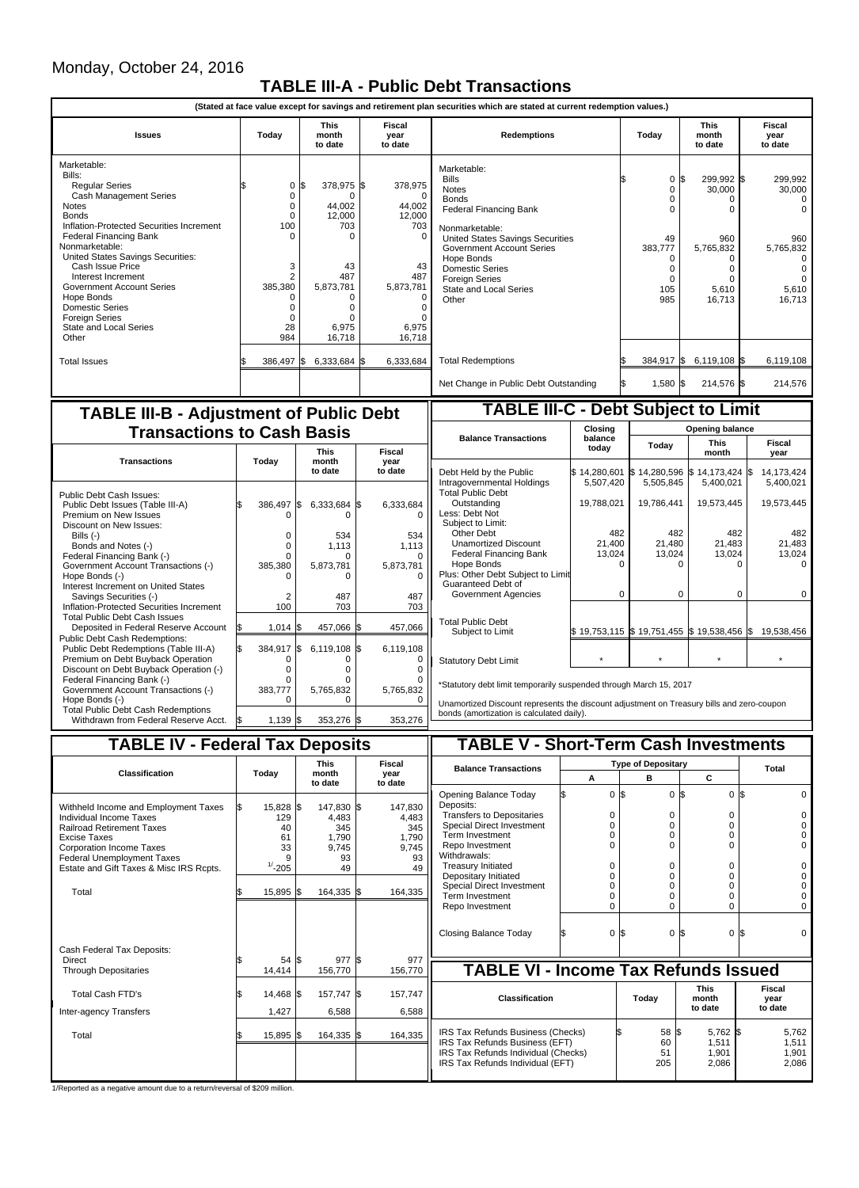Monday, October 24, 2016

# TABLE III-A - Public Debt Transactions

(Stated at face value except for savings and retirement plan securities which are stated at current redemption values.)

| Issues | Today | This month to date | Fiscal year to date |
|---|---|---|---|
| Marketable: | | | |
| Bills: | | | |
| Regular Series | $ 0 | $ 378,975 | $ 378,975 |
| Cash Management Series | 0 | 0 | 0 |
| Notes | 0 | 44,002 | 44,002 |
| Bonds | 0 | 12,000 | 12,000 |
| Inflation-Protected Securities Increment | 100 | 703 | 703 |
| Federal Financing Bank | 0 | 0 | 0 |
| Nonmarketable: | | | |
| United States Savings Securities: | | | |
| Cash Issue Price | 3 | 43 | 43 |
| Interest Increment | 2 | 487 | 487 |
| Government Account Series | 385,380 | 5,873,781 | 5,873,781 |
| Hope Bonds | 0 | 0 | 0 |
| Domestic Series | 0 | 0 | 0 |
| Foreign Series | 0 | 0 | 0 |
| State and Local Series | 28 | 6,975 | 6,975 |
| Other | 984 | 16,718 | 16,718 |
| Total Issues | $ 386,497 | $ 6,333,684 | $ 6,333,684 |

| Redemptions | Today | This month to date | Fiscal year to date |
|---|---|---|---|
| Marketable: | | | |
| Bills | $ 0 | $ 299,992 | $ 299,992 |
| Notes | 0 | 30,000 | 30,000 |
| Bonds | 0 | 0 | 0 |
| Federal Financing Bank | 0 | 0 | 0 |
| Nonmarketable: | | | |
| United States Savings Securities | 49 | 960 | 960 |
| Government Account Series | 383,777 | 5,765,832 | 5,765,832 |
| Hope Bonds | 0 | 0 | 0 |
| Domestic Series | 0 | 0 | 0 |
| Foreign Series | 0 | 0 | 0 |
| State and Local Series | 105 | 5,610 | 5,610 |
| Other | 985 | 16,713 | 16,713 |
| Total Redemptions | $ 384,917 | $ 6,119,108 | $ 6,119,108 |
| Net Change in Public Debt Outstanding | $ 1,580 | $ 214,576 | $ 214,576 |

# TABLE III-B - Adjustment of Public Debt Transactions to Cash Basis

| Transactions | Today | This month to date | Fiscal year to date |
|---|---|---|---|
| Public Debt Cash Issues: | | | |
| Public Debt Issues (Table III-A) | $ 386,497 | $ 6,333,684 | $ 6,333,684 |
| Premium on New Issues | 0 | 0 | 0 |
| Discount on New Issues: | | | |
| Bills (-) | 0 | 534 | 534 |
| Bonds and Notes (-) | 0 | 1,113 | 1,113 |
| Federal Financing Bank (-) | 0 | 0 | 0 |
| Government Account Transactions (-) | 385,380 | 5,873,781 | 5,873,781 |
| Hope Bonds (-) | 0 | 0 | 0 |
| Interest Increment on United States Savings Securities (-) | 2 | 487 | 487 |
| Inflation-Protected Securities Increment | 100 | 703 | 703 |
| Total Public Debt Cash Issues Deposited in Federal Reserve Account | $ 1,014 | $ 457,066 | $ 457,066 |
| Public Debt Cash Redemptions: | | | |
| Public Debt Redemptions (Table III-A) | $ 384,917 | $ 6,119,108 | $ 6,119,108 |
| Premium on Debt Buyback Operation | 0 | 0 | 0 |
| Discount on Debt Buyback Operation (-) | 0 | 0 | 0 |
| Federal Financing Bank (-) | 0 | 0 | 0 |
| Government Account Transactions (-) | 383,777 | 5,765,832 | 5,765,832 |
| Hope Bonds (-) | 0 | 0 | 0 |
| Total Public Debt Cash Redemptions Withdrawn from Federal Reserve Acct. | $ 1,139 | $ 353,276 | $ 353,276 |

# TABLE III-C - Debt Subject to Limit

| Balance Transactions | Closing balance today | Opening balance Today | Opening balance This month | Opening balance Fiscal year |
|---|---|---|---|---|
| Debt Held by the Public | $ 14,280,601 | $ 14,280,596 | $ 14,173,424 | $ 14,173,424 |
| Intragovernmental Holdings | 5,507,420 | 5,505,845 | 5,400,021 | 5,400,021 |
| Total Public Debt Outstanding | 19,788,021 | 19,786,441 | 19,573,445 | 19,573,445 |
| Less: Debt Not Subject to Limit: | | | | |
| Other Debt | 482 | 482 | 482 | 482 |
| Unamortized Discount | 21,400 | 21,480 | 21,483 | 21,483 |
| Federal Financing Bank | 13,024 | 13,024 | 13,024 | 13,024 |
| Hope Bonds | 0 | 0 | 0 | 0 |
| Plus: Other Debt Subject to Limit | | | | |
| Guaranteed Debt of Government Agencies | 0 | 0 | 0 | 0 |
| Total Public Debt Subject to Limit | $ 19,753,115 | $ 19,751,455 | $ 19,538,456 | $ 19,538,456 |
| Statutory Debt Limit | * | * | * | * |

*Statutory debt limit temporarily suspended through March 15, 2017

Unamortized Discount represents the discount adjustment on Treasury bills and zero-coupon bonds (amortization is calculated daily).

# TABLE IV - Federal Tax Deposits

| Classification | Today | This month to date | Fiscal year to date |
|---|---|---|---|
| Withheld Income and Employment Taxes | $ 15,828 | $ 147,830 | $ 147,830 |
| Individual Income Taxes | 129 | 4,483 | 4,483 |
| Railroad Retirement Taxes | 40 | 345 | 345 |
| Excise Taxes | 61 | 1,790 | 1,790 |
| Corporation Income Taxes | 33 | 9,745 | 9,745 |
| Federal Unemployment Taxes | 9 | 93 | 93 |
| Estate and Gift Taxes & Misc IRS Rcpts. | 1/ -205 | 49 | 49 |
| Total | $ 15,895 | $ 164,335 | $ 164,335 |
| Cash Federal Tax Deposits: | | | |
| Direct | $ 54 | $ 977 | $ 977 |
| Through Depositaries | 14,414 | 156,770 | 156,770 |
| Total Cash FTD's | $ 14,468 | $ 157,747 | $ 157,747 |
| Inter-agency Transfers | 1,427 | 6,588 | 6,588 |
| Total | $ 15,895 | $ 164,335 | $ 164,335 |

1/Reported as a negative amount due to a return/reversal of $209 million.

# TABLE V - Short-Term Cash Investments

| Balance Transactions | Type of Depositary A | B | C | Total |
|---|---|---|---|---|
| Opening Balance Today | $ 0 | $ 0 | $ 0 | $ 0 |
| Deposits: | | | | |
| Transfers to Depositaries | 0 | 0 | 0 | 0 |
| Special Direct Investment | 0 | 0 | 0 | 0 |
| Term Investment | 0 | 0 | 0 | 0 |
| Repo Investment | 0 | 0 | 0 | 0 |
| Withdrawals: | | | | |
| Treasury Initiated | 0 | 0 | 0 | 0 |
| Depositary Initiated | 0 | 0 | 0 | 0 |
| Special Direct Investment | 0 | 0 | 0 | 0 |
| Term Investment | 0 | 0 | 0 | 0 |
| Repo Investment | 0 | 0 | 0 | 0 |
| Closing Balance Today | $ 0 | $ 0 | $ 0 | $ 0 |

# TABLE VI - Income Tax Refunds Issued

| Classification | Today | This month to date | Fiscal year to date |
|---|---|---|---|
| IRS Tax Refunds Business (Checks) | $ 58 | $ 5,762 | $ 5,762 |
| IRS Tax Refunds Business (EFT) | 60 | 1,511 | 1,511 |
| IRS Tax Refunds Individual (Checks) | 51 | 1,901 | 1,901 |
| IRS Tax Refunds Individual (EFT) | 205 | 2,086 | 2,086 |